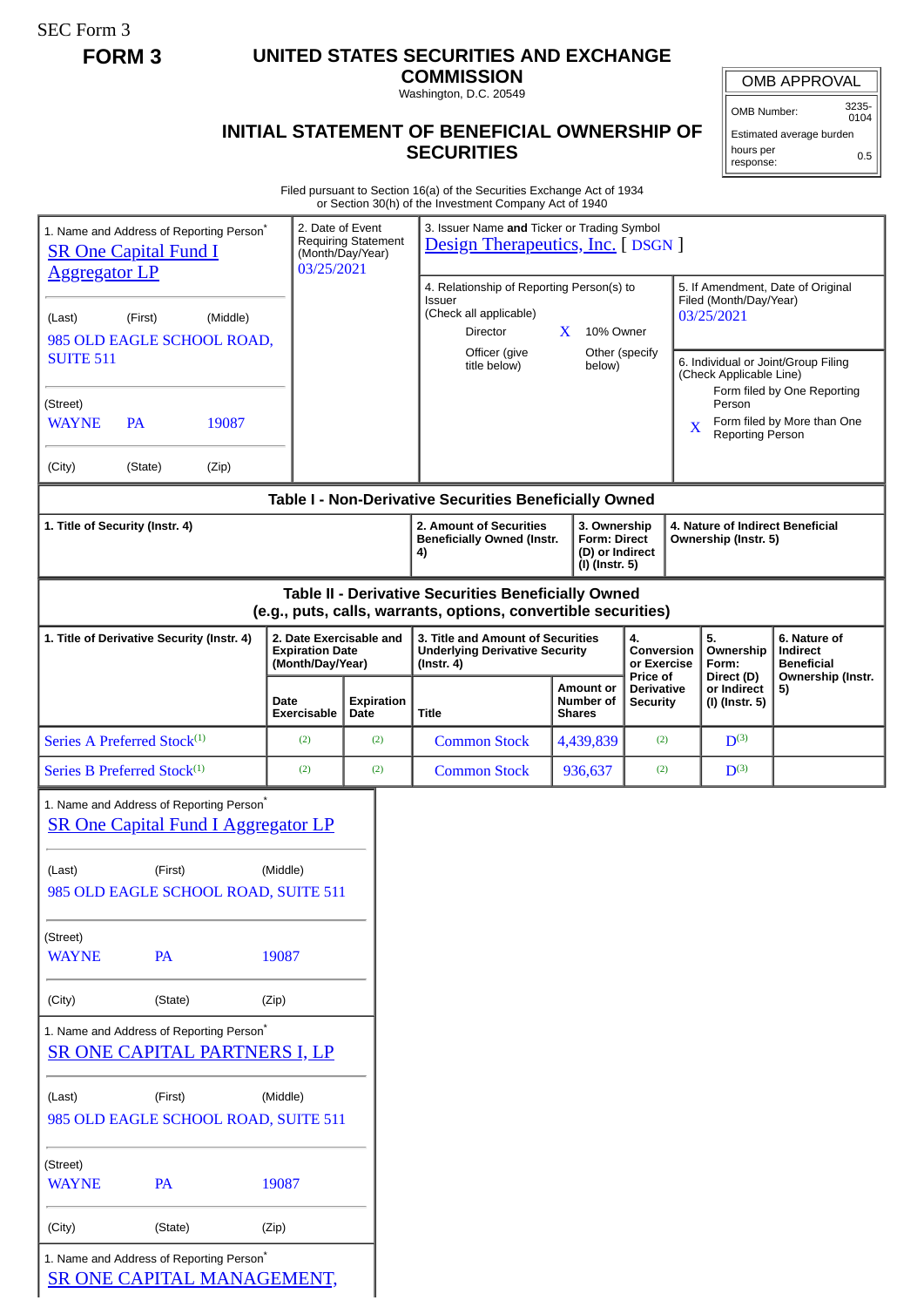SEC Form 3

**FORM 3**

# UNITED STATES SECURITIES AND EXCHANGE COMMISSION

Washington, D.C. 20549

## INITIAL STATEMENT OF BENEFICIAL OWNERSHIP OF SECURITIES

| OMB APPROVAL | |
|---|---|
| OMB Number: | 3235-0104 |
| Estimated average burden hours per response: | 0.5 |

Filed pursuant to Section 16(a) of the Securities Exchange Act of 1934
or Section 30(h) of the Investment Company Act of 1940

1. Name and Address of Reporting Person*
SR One Capital Fund I Aggregator LP

(Last) (First) (Middle)
985 OLD EAGLE SCHOOL ROAD, SUITE 511

(Street)
WAYNE PA 19087

(City) (State) (Zip)

2. Date of Event Requiring Statement (Month/Day/Year)
03/25/2021

3. Issuer Name **and** Ticker or Trading Symbol
Design Therapeutics, Inc. [ DSGN ]

4. Relationship of Reporting Person(s) to Issuer
(Check all applicable)
Director
X 10% Owner
Officer (give title below)
Other (specify below)

5. If Amendment, Date of Original Filed (Month/Day/Year)
03/25/2021

6. Individual or Joint/Group Filing (Check Applicable Line)
Form filed by One Reporting Person
X Form filed by More than One Reporting Person

### Table I - Non-Derivative Securities Beneficially Owned

| 1. Title of Security (Instr. 4) | 2. Amount of Securities Beneficially Owned (Instr. 4) | 3. Ownership Form: Direct (D) or Indirect (I) (Instr. 5) | 4. Nature of Indirect Beneficial Ownership (Instr. 5) |
|---|---|---|---|

### Table II - Derivative Securities Beneficially Owned (e.g., puts, calls, warrants, options, convertible securities)

| 1. Title of Derivative Security (Instr. 4) | 2. Date Exercisable and Expiration Date (Month/Day/Year) | | 3. Title and Amount of Securities Underlying Derivative Security (Instr. 4) | | 4. Conversion or Exercise Price of Derivative Security | 5. Ownership Form: Direct (D) or Indirect (I) (Instr. 5) | 6. Nature of Indirect Beneficial Ownership (Instr. 5) |
|---|---|---|---|---|---|---|---|
| | Date Exercisable | Expiration Date | Title | Amount or Number of Shares | | | |
| Series A Preferred Stock(1) | (2) | (2) | Common Stock | 4,439,839 | (2) | D(3) | |
| Series B Preferred Stock(1) | (2) | (2) | Common Stock | 936,637 | (2) | D(3) | |

1. Name and Address of Reporting Person*
SR One Capital Fund I Aggregator LP

(Last) (First) (Middle)
985 OLD EAGLE SCHOOL ROAD, SUITE 511

(Street)
WAYNE PA 19087

(City) (State) (Zip)

1. Name and Address of Reporting Person*
SR ONE CAPITAL PARTNERS I, LP

(Last) (First) (Middle)
985 OLD EAGLE SCHOOL ROAD, SUITE 511

(Street)
WAYNE PA 19087

(City) (State) (Zip)

1. Name and Address of Reporting Person*
SR ONE CAPITAL MANAGEMENT,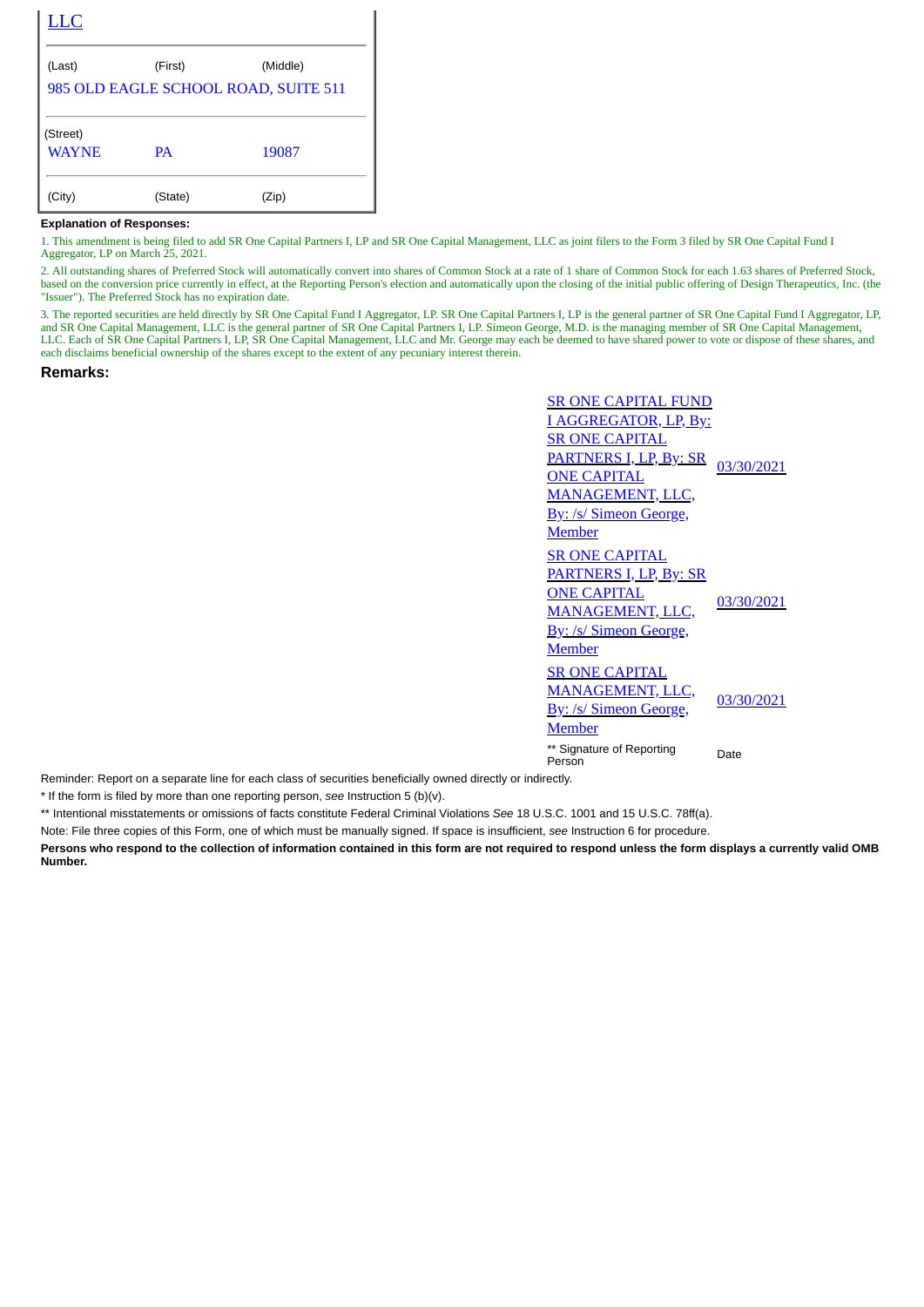| | | |
|---|---|---|
| LLC | | |
| (Last) | (First) | (Middle) |
| 985 OLD EAGLE SCHOOL ROAD, SUITE 511 | | |
| (Street) | | |
| WAYNE | PA | 19087 |
| (City) | (State) | (Zip) |

**Explanation of Responses:**

1. This amendment is being filed to add SR One Capital Partners I, LP and SR One Capital Management, LLC as joint filers to the Form 3 filed by SR One Capital Fund I Aggregator, LP on March 25, 2021.

2. All outstanding shares of Preferred Stock will automatically convert into shares of Common Stock at a rate of 1 share of Common Stock for each 1.63 shares of Preferred Stock, based on the conversion price currently in effect, at the Reporting Person's election and automatically upon the closing of the initial public offering of Design Therapeutics, Inc. (the "Issuer"). The Preferred Stock has no expiration date.

3. The reported securities are held directly by SR One Capital Fund I Aggregator, LP. SR One Capital Partners I, LP is the general partner of SR One Capital Fund I Aggregator, LP, and SR One Capital Management, LLC is the general partner of SR One Capital Partners I, LP. Simeon George, M.D. is the managing member of SR One Capital Management, LLC. Each of SR One Capital Partners I, LP, SR One Capital Management, LLC and Mr. George may each be deemed to have shared power to vote or dispose of these shares, and each disclaims beneficial ownership of the shares except to the extent of any pecuniary interest therein.

**Remarks:**

| | |
|---|---|
| SR ONE CAPITAL FUND I AGGREGATOR, LP, By: SR ONE CAPITAL PARTNERS I, LP, By: SR ONE CAPITAL MANAGEMENT, LLC, By: /s/ Simeon George, Member | 03/30/2021 |
| SR ONE CAPITAL PARTNERS I, LP, By: SR ONE CAPITAL MANAGEMENT, LLC, By: /s/ Simeon George, Member | 03/30/2021 |
| SR ONE CAPITAL MANAGEMENT, LLC, By: /s/ Simeon George, Member | 03/30/2021 |
| ** Signature of Reporting Person | Date |

Reminder: Report on a separate line for each class of securities beneficially owned directly or indirectly.

* If the form is filed by more than one reporting person, *see* Instruction 5 (b)(v).

** Intentional misstatements or omissions of facts constitute Federal Criminal Violations *See* 18 U.S.C. 1001 and 15 U.S.C. 78ff(a).

Note: File three copies of this Form, one of which must be manually signed. If space is insufficient, *see* Instruction 6 for procedure.

**Persons who respond to the collection of information contained in this form are not required to respond unless the form displays a currently valid OMB Number.**